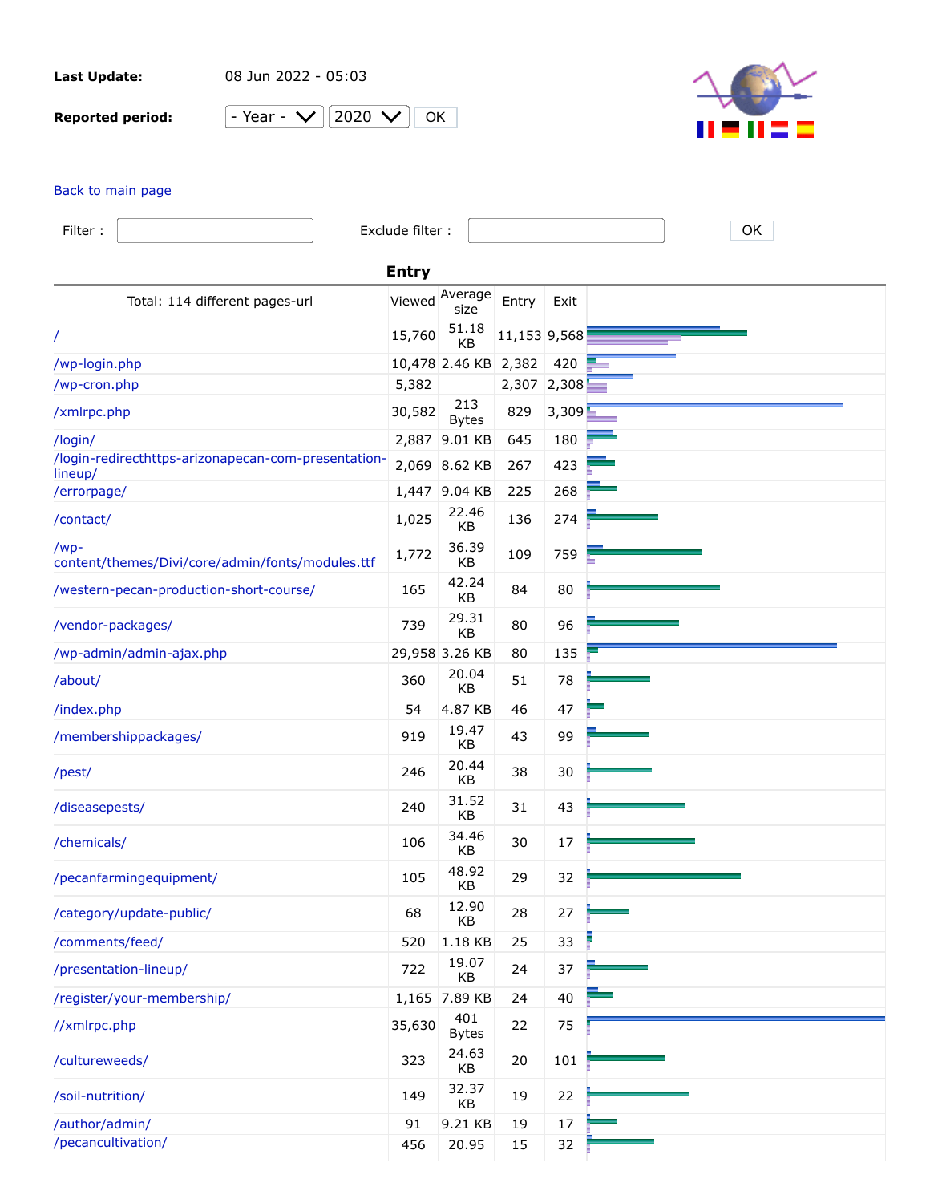**Last Update:** 08 Jun 2022 - 05:03

**Reported period:** - Year - 2020 OK

Back to main page

Filter : Exclude filter : OK

## Entry

| Total: 114 different pages-url | Viewed | Average size | Entry | Exit |
|---|---|---|---|---|
| / | 15,760 | 51.18 KB | 11,153 | 9,568 |
| /wp-login.php | 10,478 | 2.46 KB | 2,382 | 420 |
| /wp-cron.php | 5,382 | | 2,307 | 2,308 |
| /xmlrpc.php | 30,582 | 213 Bytes | 829 | 3,309 |
| /login/ | 2,887 | 9.01 KB | 645 | 180 |
| /login-redirecthttps-arizonapecan-com-presentation-lineup/ | 2,069 | 8.62 KB | 267 | 423 |
| /errorpage/ | 1,447 | 9.04 KB | 225 | 268 |
| /contact/ | 1,025 | 22.46 KB | 136 | 274 |
| /wp-content/themes/Divi/core/admin/fonts/modules.ttf | 1,772 | 36.39 KB | 109 | 759 |
| /western-pecan-production-short-course/ | 165 | 42.24 KB | 84 | 80 |
| /vendor-packages/ | 739 | 29.31 KB | 80 | 96 |
| /wp-admin/admin-ajax.php | 29,958 | 3.26 KB | 80 | 135 |
| /about/ | 360 | 20.04 KB | 51 | 78 |
| /index.php | 54 | 4.87 KB | 46 | 47 |
| /membershippackages/ | 919 | 19.47 KB | 43 | 99 |
| /pest/ | 246 | 20.44 KB | 38 | 30 |
| /diseasepests/ | 240 | 31.52 KB | 31 | 43 |
| /chemicals/ | 106 | 34.46 KB | 30 | 17 |
| /pecanfarmingequipment/ | 105 | 48.92 KB | 29 | 32 |
| /category/update-public/ | 68 | 12.90 KB | 28 | 27 |
| /comments/feed/ | 520 | 1.18 KB | 25 | 33 |
| /presentation-lineup/ | 722 | 19.07 KB | 24 | 37 |
| /register/your-membership/ | 1,165 | 7.89 KB | 24 | 40 |
| //xmlrpc.php | 35,630 | 401 Bytes | 22 | 75 |
| /cultureweeds/ | 323 | 24.63 KB | 20 | 101 |
| /soil-nutrition/ | 149 | 32.37 KB | 19 | 22 |
| /author/admin/ | 91 | 9.21 KB | 19 | 17 |
| /pecancultivation/ | 456 | 20.95 | 15 | 32 |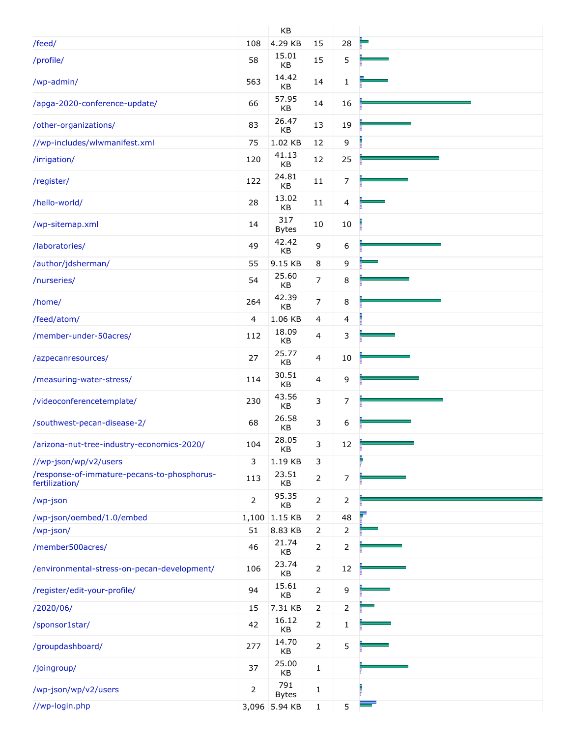| | | KB | | | |
|---|---|---|---|---|---|
| /feed/ | 108 | 4.29 KB | 15 | 28 | |
| /profile/ | 58 | 15.01 KB | 15 | 5 | |
| /wp-admin/ | 563 | 14.42 KB | 14 | 1 | |
| /apga-2020-conference-update/ | 66 | 57.95 KB | 14 | 16 | |
| /other-organizations/ | 83 | 26.47 KB | 13 | 19 | |
| //wp-includes/wlwmanifest.xml | 75 | 1.02 KB | 12 | 9 | |
| /irrigation/ | 120 | 41.13 KB | 12 | 25 | |
| /register/ | 122 | 24.81 KB | 11 | 7 | |
| /hello-world/ | 28 | 13.02 KB | 11 | 4 | |
| /wp-sitemap.xml | 14 | 317 Bytes | 10 | 10 | |
| /laboratories/ | 49 | 42.42 KB | 9 | 6 | |
| /author/jdsherman/ | 55 | 9.15 KB | 8 | 9 | |
| /nurseries/ | 54 | 25.60 KB | 7 | 8 | |
| /home/ | 264 | 42.39 KB | 7 | 8 | |
| /feed/atom/ | 4 | 1.06 KB | 4 | 4 | |
| /member-under-50acres/ | 112 | 18.09 KB | 4 | 3 | |
| /azpecanresources/ | 27 | 25.77 KB | 4 | 10 | |
| /measuring-water-stress/ | 114 | 30.51 KB | 4 | 9 | |
| /videoconferencetemplate/ | 230 | 43.56 KB | 3 | 7 | |
| /southwest-pecan-disease-2/ | 68 | 26.58 KB | 3 | 6 | |
| /arizona-nut-tree-industry-economics-2020/ | 104 | 28.05 KB | 3 | 12 | |
| //wp-json/wp/v2/users | 3 | 1.19 KB | 3 | | |
| /response-of-immature-pecans-to-phosphorus-fertilization/ | 113 | 23.51 KB | 2 | 7 | |
| /wp-json | 2 | 95.35 KB | 2 | 2 | |
| /wp-json/oembed/1.0/embed | 1,100 | 1.15 KB | 2 | 48 | |
| /wp-json/ | 51 | 8.83 KB | 2 | 2 | |
| /member500acres/ | 46 | 21.74 KB | 2 | 2 | |
| /environmental-stress-on-pecan-development/ | 106 | 23.74 KB | 2 | 12 | |
| /register/edit-your-profile/ | 94 | 15.61 KB | 2 | 9 | |
| /2020/06/ | 15 | 7.31 KB | 2 | 2 | |
| /sponsor1star/ | 42 | 16.12 KB | 2 | 1 | |
| /groupdashboard/ | 277 | 14.70 KB | 2 | 5 | |
| /joingroup/ | 37 | 25.00 KB | 1 | | |
| /wp-json/wp/v2/users | 2 | 791 Bytes | 1 | | |
| //wp-login.php | 3,096 | 5.94 KB | 1 | 5 | |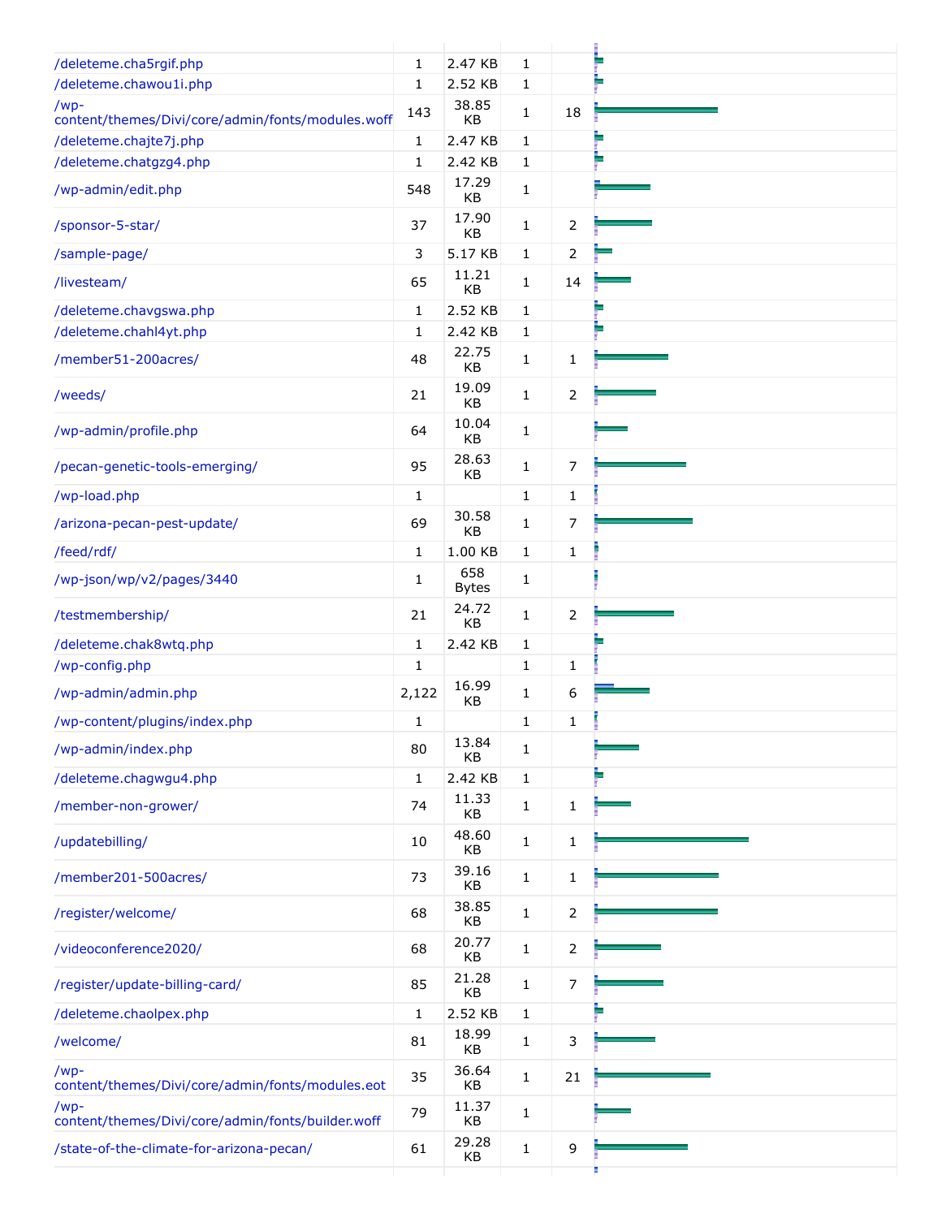| | | | | | |
|---|---|---|---|---|---|
| /deleteme.cha5rgif.php | 1 | 2.47 KB | 1 | | |
| /deleteme.chawou1i.php | 1 | 2.52 KB | 1 | | |
| /wp-content/themes/Divi/core/admin/fonts/modules.woff | 143 | 38.85 KB | 1 | 18 | |
| /deleteme.chajte7j.php | 1 | 2.47 KB | 1 | | |
| /deleteme.chatgzg4.php | 1 | 2.42 KB | 1 | | |
| /wp-admin/edit.php | 548 | 17.29 KB | 1 | | |
| /sponsor-5-star/ | 37 | 17.90 KB | 1 | 2 | |
| /sample-page/ | 3 | 5.17 KB | 1 | 2 | |
| /livesteam/ | 65 | 11.21 KB | 1 | 14 | |
| /deleteme.chavgswa.php | 1 | 2.52 KB | 1 | | |
| /deleteme.chahl4yt.php | 1 | 2.42 KB | 1 | | |
| /member51-200acres/ | 48 | 22.75 KB | 1 | 1 | |
| /weeds/ | 21 | 19.09 KB | 1 | 2 | |
| /wp-admin/profile.php | 64 | 10.04 KB | 1 | | |
| /pecan-genetic-tools-emerging/ | 95 | 28.63 KB | 1 | 7 | |
| /wp-load.php | 1 | | 1 | 1 | |
| /arizona-pecan-pest-update/ | 69 | 30.58 KB | 1 | 7 | |
| /feed/rdf/ | 1 | 1.00 KB | 1 | 1 | |
| /wp-json/wp/v2/pages/3440 | 1 | 658 Bytes | 1 | | |
| /testmembership/ | 21 | 24.72 KB | 1 | 2 | |
| /deleteme.chak8wtq.php | 1 | 2.42 KB | 1 | | |
| /wp-config.php | 1 | | 1 | 1 | |
| /wp-admin/admin.php | 2,122 | 16.99 KB | 1 | 6 | |
| /wp-content/plugins/index.php | 1 | | 1 | 1 | |
| /wp-admin/index.php | 80 | 13.84 KB | 1 | | |
| /deleteme.chagwgu4.php | 1 | 2.42 KB | 1 | | |
| /member-non-grower/ | 74 | 11.33 KB | 1 | 1 | |
| /updatebilling/ | 10 | 48.60 KB | 1 | 1 | |
| /member201-500acres/ | 73 | 39.16 KB | 1 | 1 | |
| /register/welcome/ | 68 | 38.85 KB | 1 | 2 | |
| /videoconference2020/ | 68 | 20.77 KB | 1 | 2 | |
| /register/update-billing-card/ | 85 | 21.28 KB | 1 | 7 | |
| /deleteme.chaolpex.php | 1 | 2.52 KB | 1 | | |
| /welcome/ | 81 | 18.99 KB | 1 | 3 | |
| /wp-content/themes/Divi/core/admin/fonts/modules.eot | 35 | 36.64 KB | 1 | 21 | |
| /wp-content/themes/Divi/core/admin/fonts/builder.woff | 79 | 11.37 KB | 1 | | |
| /state-of-the-climate-for-arizona-pecan/ | 61 | 29.28 KB | 1 | 9 | |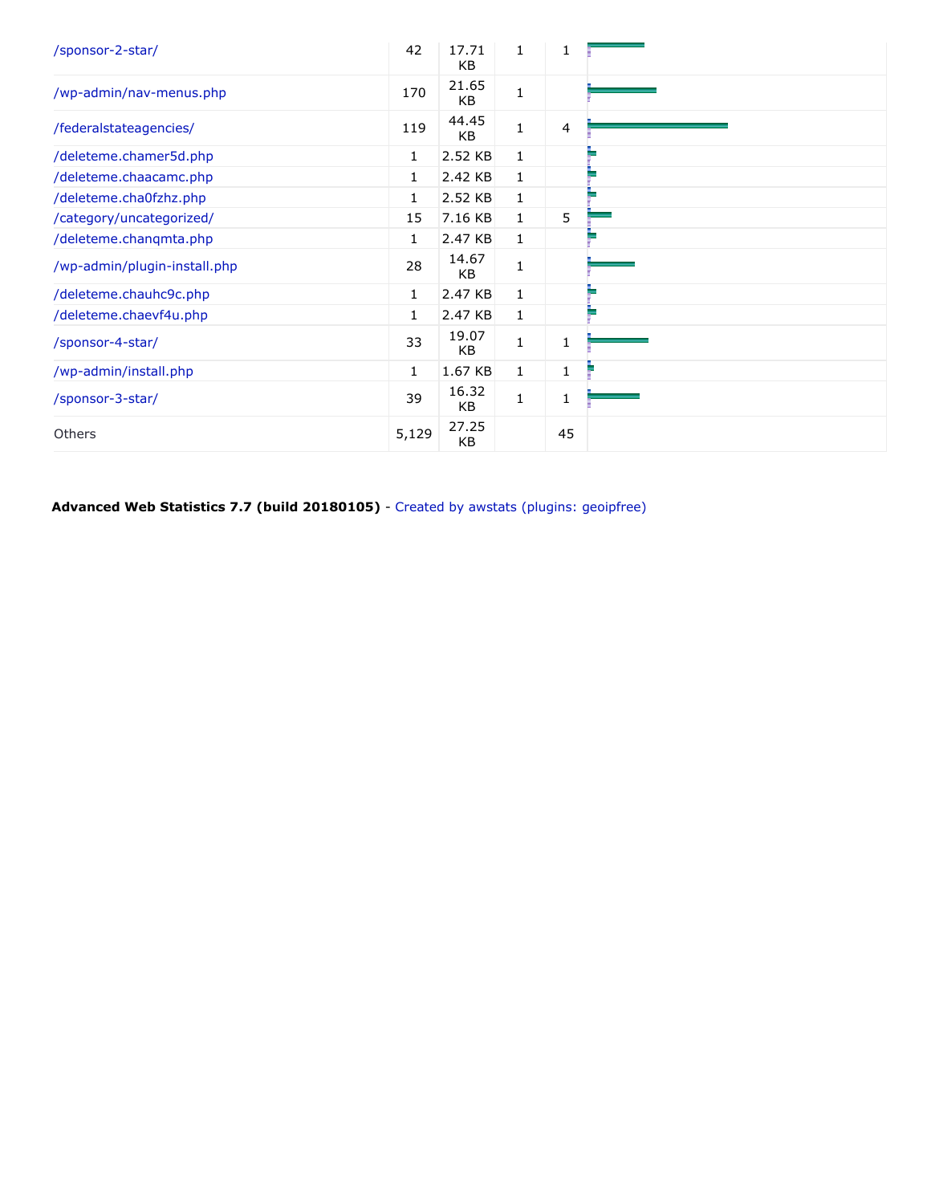| | | | | | |
|---|---|---|---|---|---|
| /sponsor-2-star/ | 42 | 17.71 KB | 1 | 1 | |
| /wp-admin/nav-menus.php | 170 | 21.65 KB | 1 | | |
| /federalstateagencies/ | 119 | 44.45 KB | 1 | 4 | |
| /deleteme.chamer5d.php | 1 | 2.52 KB | 1 | | |
| /deleteme.chaacamc.php | 1 | 2.42 KB | 1 | | |
| /deleteme.cha0fzhz.php | 1 | 2.52 KB | 1 | | |
| /category/uncategorized/ | 15 | 7.16 KB | 1 | 5 | |
| /deleteme.chanqmta.php | 1 | 2.47 KB | 1 | | |
| /wp-admin/plugin-install.php | 28 | 14.67 KB | 1 | | |
| /deleteme.chauhc9c.php | 1 | 2.47 KB | 1 | | |
| /deleteme.chaevf4u.php | 1 | 2.47 KB | 1 | | |
| /sponsor-4-star/ | 33 | 19.07 KB | 1 | 1 | |
| /wp-admin/install.php | 1 | 1.67 KB | 1 | 1 | |
| /sponsor-3-star/ | 39 | 16.32 KB | 1 | 1 | |
| Others | 5,129 | 27.25 KB | | 45 | |

**Advanced Web Statistics 7.7 (build 20180105)** - Created by awstats (plugins: geoipfree)